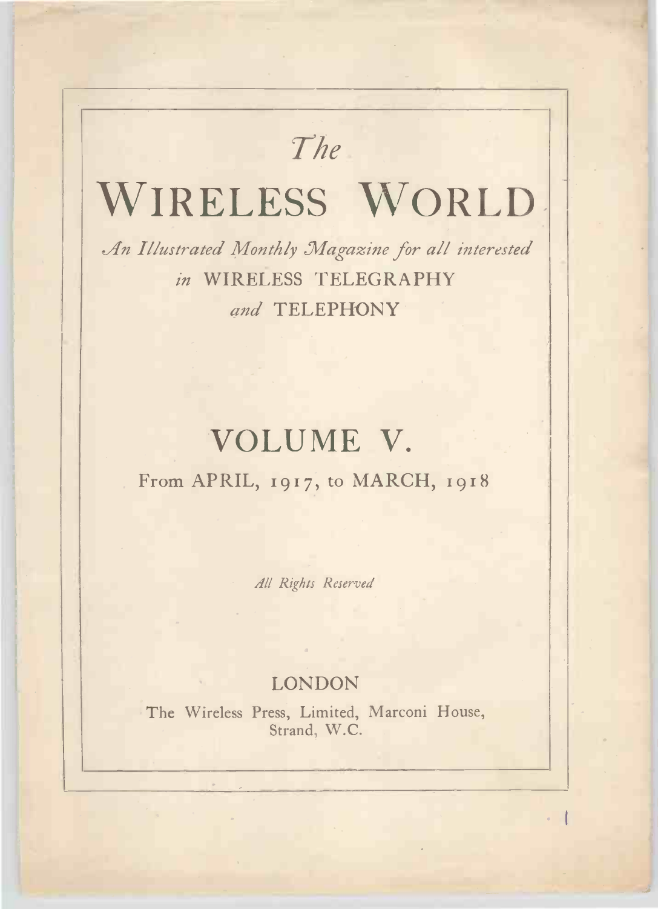*The*

# WIRELESS WORLD

*An Illustrated Monthly Magazine for all interested in* WIRELESS TELEGRAPHY *and* TELEPHONY

## VOLUME V.

From APRIL, 1917, to MARCH, 1918

*All Rights Reserved*

LONDON

The Wireless Press, Limited, Marconi House, Strand, W.C.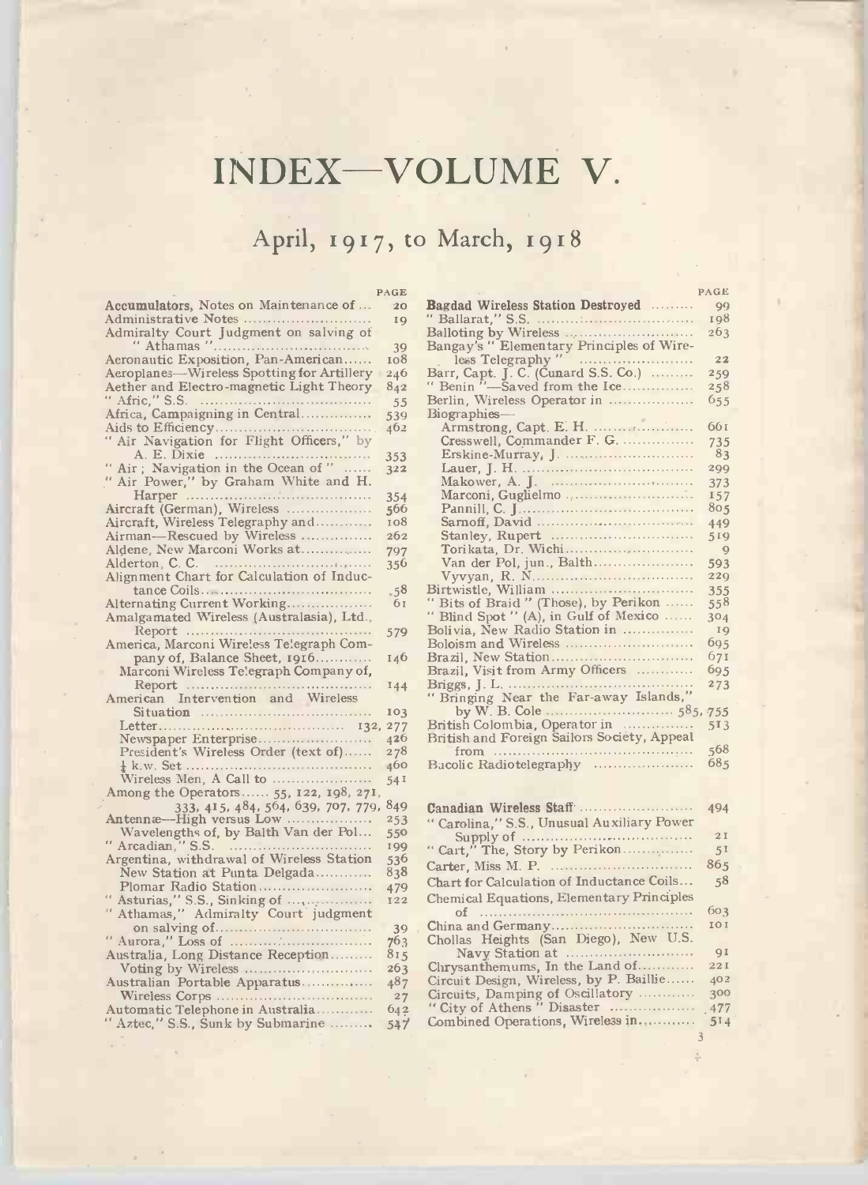# INDEX—VOLUME V.

## April, 1917, to March, 1918

| | PAGE |
|---|---|
| **Accumulators**, Notes on Maintenance of | 20 |
| Administrative Notes | 19 |
| Admiralty Court Judgment on salving of "Athamas" | 39 |
| Aeronautic Exposition, Pan-American | 108 |
| Aeroplanes—Wireless Spotting for Artillery | 246 |
| Aether and Electro-magnetic Light Theory | 842 |
| "Afric," S.S. | 55 |
| Africa, Campaigning in Central | 539 |
| Aids to Efficiency | 462 |
| "Air Navigation for Flight Officers," by A. E. Dixie | 353 |
| "Air; Navigation in the Ocean of" | 322 |
| "Air Power," by Graham White and H. Harper | 354 |
| Aircraft (German), Wireless | 566 |
| Aircraft, Wireless Telegraphy and | 108 |
| Airman—Rescued by Wireless | 262 |
| Aldene, New Marconi Works at | 797 |
| Alderton, C. C. | 356 |
| Alignment Chart for Calculation of Inductance Coils | 58 |
| Alternating Current Working | 61 |
| Amalgamated Wireless (Australasia), Ltd., Report | 579 |
| America, Marconi Wireless Telegraph Company of, Balance Sheet, 1916 | 146 |
| Marconi Wireless Telegraph Company of, Report | 144 |
| American Intervention and Wireless Situation | 103 |
| Letter | 132, 277 |
| Newspaper Enterprise | 426 |
| President's Wireless Order (text of) | 278 |
| ½ k.w. Set | 460 |
| Wireless Men, A Call to | 541 |
| Among the Operators...... 55, 122, 198, 271, 333, 415, 484, 564, 639, 707, 779, | 849 |
| Antennæ—High versus Low | 253 |
| Wavelengths of, by Balth Van der Pol | 550 |
| "Arcadian," S.S. | 199 |
| Argentina, withdrawal of Wireless Station | 536 |
| New Station at Punta Delgada | 838 |
| Plomar Radio Station | 479 |
| "Asturias," S.S., Sinking of | 122 |
| "Athamas," Admiralty Court judgment on salving of | 39 |
| "Aurora," Loss of | 763 |
| Australia, Long Distance Reception | 815 |
| Voting by Wireless | 263 |
| Australian Portable Apparatus | 487 |
| Wireless Corps | 27 |
| Automatic Telephone in Australia | 642 |
| "Aztec," S.S., Sunk by Submarine | 547 |
| **Bagdad Wireless Station Destroyed** | 99 |
| "Ballarat," S.S. | 198 |
| Balloting by Wireless | 263 |
| Bangay's "Elementary Principles of Wireless Telegraphy" | 22 |
| Barr, Capt. J. C. (Cunard S.S. Co.) | 259 |
| "Benin"—Saved from the Ice | 258 |
| Berlin, Wireless Operator in | 655 |
| Biographies— | |
| Armstrong, Capt. E. H. | 661 |
| Cresswell, Commander F. G. | 735 |
| Erskine-Murray, J. | 83 |
| Lauer, J. H. | 299 |
| Makower, A. J. | 373 |
| Marconi, Guglielmo | 157 |
| Pannill, C. J. | 805 |
| Sarnoff, David | 449 |
| Stanley, Rupert | 519 |
| Torikata, Dr. Wichi | 9 |
| Van der Pol, jun., Balth | 593 |
| Vyvyan, R. N. | 229 |
| Birtwistle, William | 355 |
| "Bits of Braid" (Those), by Perikon | 558 |
| "Blind Spot" (A), in Gulf of Mexico | 304 |
| Bolivia, New Radio Station in | 19 |
| Boloism and Wireless | 695 |
| Brazil, New Station | 671 |
| Brazil, Visit from Army Officers | 695 |
| Briggs, J. L. | 273 |
| "Bringing Near the Far-away Islands," by W. B. Cole | 585, 755 |
| British Colombia, Operator in | 513 |
| British and Foreign Sailors Society, Appeal from | 568 |
| Bucolic Radiotelegraphy | 685 |
| **Canadian Wireless Staff** | 494 |
| "Carolina," S.S., Unusual Auxiliary Power Supply of | 21 |
| "Cart," The, Story by Perikon | 51 |
| Carter, Miss M. P. | 865 |
| Chart for Calculation of Inductance Coils | 58 |
| Chemical Equations, Elementary Principles of | 603 |
| China and Germany | 101 |
| Chollas Heights (San Diego), New U.S. Navy Station at | 91 |
| Chrysanthemums, In the Land of | 221 |
| Circuit Design, Wireless, by P. Baillie | 402 |
| Circuits, Damping of Oscillatory | 300 |
| "City of Athens" Disaster | 477 |
| Combined Operations, Wireless in | 514 |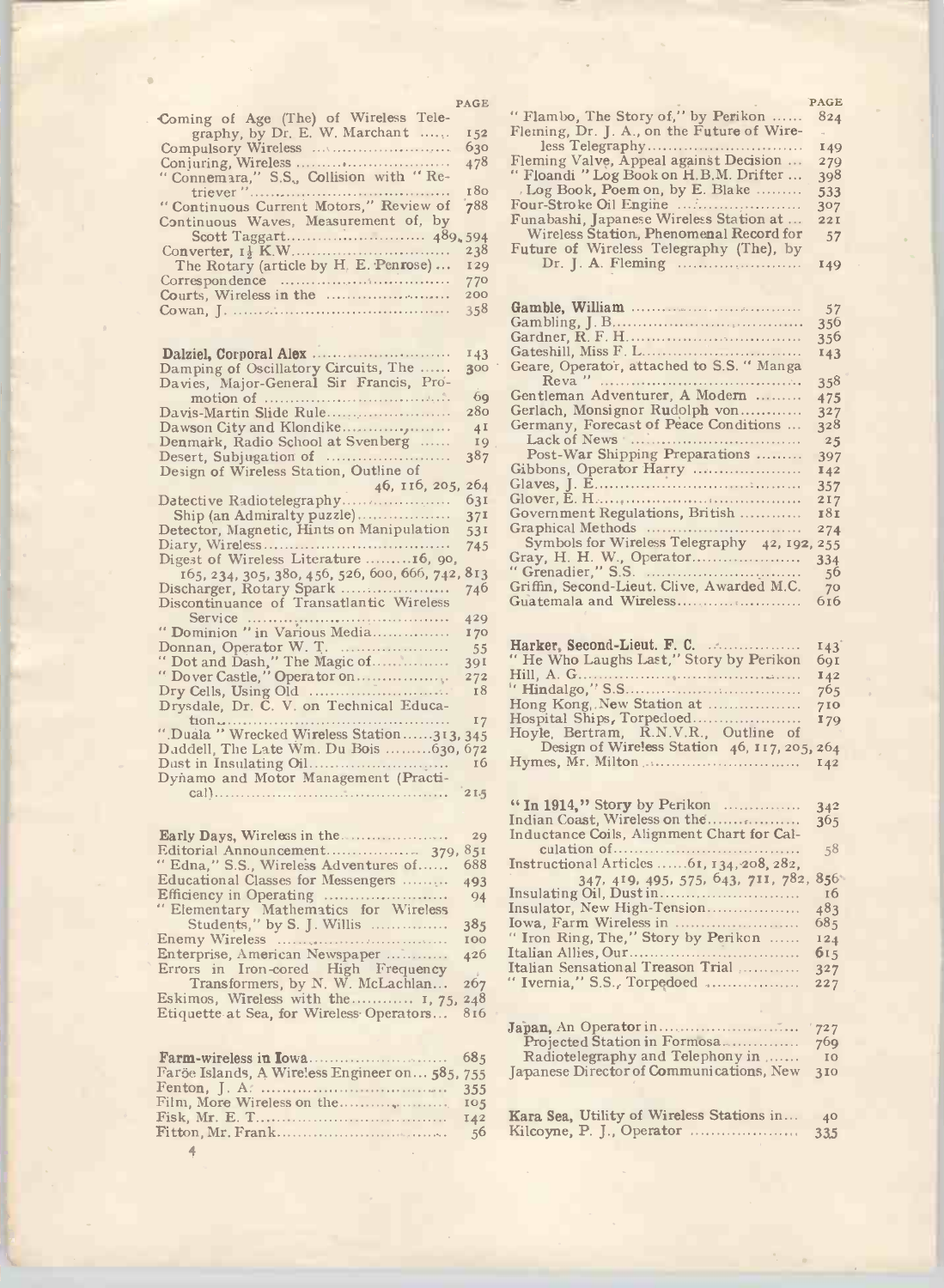| | PAGE |
|---|---|
| Coming of Age (The) of Wireless Telegraphy, by Dr. E. W. Marchant | 152 |
| Compulsory Wireless | 630 |
| Conjuring, Wireless | 478 |
| "Connemara," S.S., Collision with "Retriever" | 180 |
| "Continuous Current Motors," Review of | 788 |
| Continuous Waves, Measurement of, by Scott Taggart | 489, 594 |
| Converter, 1½ K.W. | 238 |
| The Rotary (article by H. E. Penrose) | 129 |
| Correspondence | 770 |
| Courts, Wireless in the | 200 |
| Cowan, J. | 358 |
| | |
| **Dalziel, Corporal Alex** | 143 |
| Damping of Oscillatory Circuits, The | 300 |
| Davies, Major-General Sir Francis, Promotion of | 69 |
| Davis-Martin Slide Rule | 280 |
| Dawson City and Klondike | 41 |
| Denmark, Radio School at Svenberg | 19 |
| Desert, Subjugation of | 387 |
| Design of Wireless Station, Outline of | 46, 116, 205, 264 |
| Detective Radiotelegraphy | 631 |
| Ship (an Admiralty puzzle) | 371 |
| Detector, Magnetic, Hints on Manipulation | 531 |
| Diary, Wireless | 745 |
| Digest of Wireless Literature | 16, 90, 165, 234, 305, 380, 456, 526, 600, 666, 742, 813 |
| Discharger, Rotary Spark | 746 |
| Discontinuance of Transatlantic Wireless Service | 429 |
| "Dominion" in Various Media | 170 |
| Donnan, Operator W. T. | 55 |
| "Dot and Dash," The Magic of | 391 |
| "Dover Castle," Operator on | 272 |
| Dry Cells, Using Old | 18 |
| Drysdale, Dr. C. V. on Technical Education | 17 |
| "Duala" Wrecked Wireless Station | 313, 345 |
| Duddell, The Late Wm. Du Bois | 630, 672 |
| Dust in Insulating Oil | 16 |
| Dynamo and Motor Management (Practical) | 215 |
| | |
| **Early Days**, Wireless in the | 29 |
| Editorial Announcement | 379, 851 |
| "Edna," S.S., Wireless Adventures of | 688 |
| Educational Classes for Messengers | 493 |
| Efficiency in Operating | 94 |
| "Elementary Mathematics for Wireless Students," by S. J. Willis | 385 |
| Enemy Wireless | 100 |
| Enterprise, American Newspaper | 426 |
| Errors in Iron-cored High Frequency Transformers, by N. W. McLachlan | 267 |
| Eskimos, Wireless with the | 1, 75, 248 |
| Etiquette at Sea, for Wireless Operators | 816 |
| | |
| **Farm-wireless in Iowa** | 685 |
| Faröe Islands, A Wireless Engineer on | 585, 755 |
| Fenton, J. A. | 355 |
| Film, More Wireless on the | 105 |
| Fisk, Mr. E. T. | 142 |
| Fitton, Mr. Frank | 56 |
| "Flambo, The Story of," by Perikon | 824 |
| Fleming, Dr. J. A., on the Future of Wireless Telegraphy | 149 |
| Fleming Valve, Appeal against Decision | 279 |
| "Floandi" Log Book on H.B.M. Drifter | 398 |
| Log Book, Poem on, by E. Blake | 533 |
| Four-Stroke Oil Engine | 307 |
| Funabashi, Japanese Wireless Station at | 221 |
| Wireless Station, Phenomenal Record for | 57 |
| Future of Wireless Telegraphy (The), by Dr. J. A. Fleming | 149 |
| | |
| **Gamble, William** | 57 |
| Gambling, J. B. | 356 |
| Gardner, R. F. H. | 356 |
| Gateshill, Miss F. L. | 143 |
| Geare, Operator, attached to S.S. "Manga Reva" | 358 |
| Gentleman Adventurer, A Modern | 475 |
| Gerlach, Monsignor Rudolph von | 327 |
| Germany, Forecast of Peace Conditions | 328 |
| Lack of News | 25 |
| Post-War Shipping Preparations | 397 |
| Gibbons, Operator Harry | 142 |
| Glaves, J. E. | 357 |
| Glover, E. H. | 217 |
| Government Regulations, British | 181 |
| Graphical Methods | 274 |
| Symbols for Wireless Telegraphy | 42, 192, 255 |
| Gray, H. H. W., Operator | 334 |
| "Grenadier," S.S. | 56 |
| Griffin, Second-Lieut. Clive, Awarded M.C. | 70 |
| Guatemala and Wireless | 616 |
| | |
| **Harker, Second-Lieut. F. C.** | 143 |
| "He Who Laughs Last," Story by Perikon | 691 |
| Hill, A. G. | 142 |
| "Hindalgo," S.S. | 765 |
| Hong Kong, New Station at | 710 |
| Hospital Ships, Torpedoed | 179 |
| Hoyle, Bertram, R.N.V.R., Outline of Design of Wireless Station | 46, 117, 205, 264 |
| Hymes, Mr. Milton | 142 |
| | |
| **"In 1914,"** Story by Perikon | 342 |
| Indian Coast, Wireless on the | 365 |
| Inductance Coils, Alignment Chart for Calculation of | 58 |
| Instructional Articles | 61, 134, 208, 282, 347, 419, 495, 575, 643, 711, 782, 856 |
| Insulating Oil, Dust in | 16 |
| Insulator, New High-Tension | 483 |
| Iowa, Farm Wireless in | 685 |
| "Iron Ring, The," Story by Perikon | 124 |
| Italian Allies, Our | 615 |
| Italian Sensational Treason Trial | 327 |
| "Ivernia," S.S., Torpedoed | 227 |
| | |
| **Japan**, An Operator in | 727 |
| Projected Station in Formosa | 769 |
| Radiotelegraphy and Telephony in | 10 |
| Japanese Director of Communications, New | 310 |
| | |
| **Kara Sea**, Utility of Wireless Stations in | 40 |
| Kilcoyne, P. J., Operator | 335 |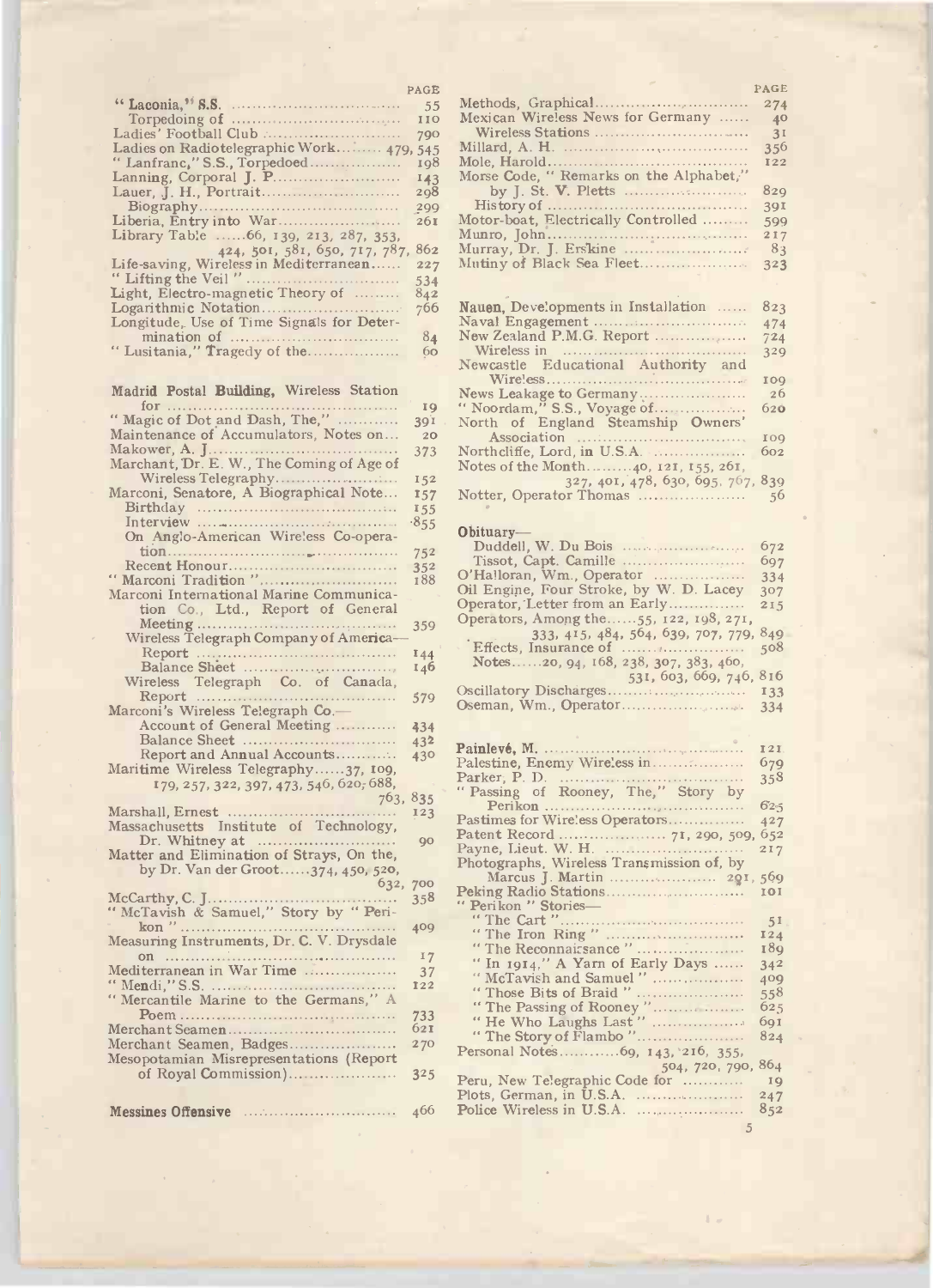| | PAGE |
|---|---|
| **"Laconia," S.S.** | 55 |
| Torpedoing of | 110 |
| Ladies' Football Club | 790 |
| Ladies on Radiotelegraphic Work | 479, 545 |
| "Lanfranc," S.S., Torpedoed | 198 |
| Lanning, Corporal J. P. | 143 |
| Lauer, J. H., Portrait | 298 |
| Biography | 299 |
| Liberia, Entry into War | 261 |
| Library Table ......66, 139, 213, 287, 353, 424, 501, 581, 650, 717, 787, | 862 |
| Life-saving, Wireless in Mediterranean | 227 |
| "Lifting the Veil" | 534 |
| Light, Electro-magnetic Theory of | 842 |
| Logarithmic Notation | 766 |
| Longitude, Use of Time Signals for Determination of | 84 |
| "Lusitania," Tragedy of the | 60 |
| | |
| **Madrid Postal Building,** Wireless Station for | 19 |
| "Magic of Dot and Dash, The," | 391 |
| Maintenance of Accumulators, Notes on | 20 |
| Makower, A. J. | 373 |
| Marchant, Dr. E. W., The Coming of Age of Wireless Telegraphy | 152 |
| Marconi, Senatore, A Biographical Note | 157 |
| Birthday | 155 |
| Interview | 855 |
| On Anglo-American Wireless Co-operation | 752 |
| Recent Honour | 352 |
| "Marconi Tradition" | 188 |
| Marconi International Marine Communication Co., Ltd., Report of General Meeting | 359 |
| Wireless Telegraph Company of America— | |
| Report | 144 |
| Balance Sheet | 146 |
| Wireless Telegraph Co. of Canada, Report | 579 |
| Marconi's Wireless Telegraph Co.— | |
| Account of General Meeting | 434 |
| Balance Sheet | 432 |
| Report and Annual Accounts | 430 |
| Maritime Wireless Telegraphy......37, 109, 179, 257, 322, 397, 473, 546, 620, 688, 763, | 835 |
| Marshall, Ernest | 123 |
| Massachusetts Institute of Technology, Dr. Whitney at | 90 |
| Matter and Elimination of Strays, On the, by Dr. Van der Groot......374, 450, 520, 632, | 700 |
| McCarthy, C. J. | 358 |
| "McTavish & Samuel," Story by "Perikon" | 409 |
| Measuring Instruments, Dr. C. V. Drysdale on | 17 |
| Mediterranean in War Time | 37 |
| "Mendi," S.S. | 122 |
| "Mercantile Marine to the Germans," A Poem | 733 |
| Merchant Seamen | 621 |
| Merchant Seamen, Badges | 270 |
| Mesopotamian Misrepresentations (Report of Royal Commission) | 325 |
| | |
| **Messines Offensive** | 466 |
| Methods, Graphical | 274 |
| Mexican Wireless News for Germany | 40 |
| Wireless Stations | 31 |
| Millard, A. H. | 356 |
| Mole, Harold | 122 |
| Morse Code, "Remarks on the Alphabet," by J. St. V. Pletts | 829 |
| History of | 391 |
| Motor-boat, Electrically Controlled | 599 |
| Munro, John | 217 |
| Murray, Dr. J. Erskine | 83 |
| Mutiny of Black Sea Fleet | 323 |
| | |
| **Nauen,** Developments in Installation | 823 |
| Naval Engagement | 474 |
| New Zealand P.M.G. Report | 724 |
| Wireless in | 329 |
| Newcastle Educational Authority and Wireless | 109 |
| News Leakage to Germany | 26 |
| "Noordam," S.S., Voyage of | 620 |
| North of England Steamship Owners' Association | 109 |
| Northcliffe, Lord, in U.S.A. | 602 |
| Notes of the Month.........40, 121, 155, 261, 327, 401, 478, 630, 695, 767, | 839 |
| Notter, Operator Thomas | 56 |
| | |
| **Obituary—** | |
| Duddell, W. Du Bois | 672 |
| Tissot, Capt. Camille | 697 |
| O'Halloran, Wm., Operator | 334 |
| Oil Engine, Four Stroke, by W. D. Lacey | 307 |
| Operator, Letter from an Early | 215 |
| Operators, Among the......55, 122, 198, 271, 333, 415, 484, 564, 639, 707, 779, | 849 |
| Effects, Insurance of | 508 |
| Notes......20, 94, 168, 238, 307, 383, 460, 531, 603, 669, 746, | 816 |
| Oscillatory Discharges | 133 |
| Oseman, Wm., Operator | 334 |
| | |
| **Painlevé, M.** | 121 |
| Palestine, Enemy Wireless in | 679 |
| Parker, P. D. | 358 |
| "Passing of Rooney, The," Story by Perikon | 625 |
| Pastimes for Wireless Operators | 427 |
| Patent Record | 71, 290, 509, 652 |
| Payne, Lieut. W. H. | 217 |
| Photographs, Wireless Transmission of, by Marcus J. Martin | 291, 569 |
| Peking Radio Stations | 101 |
| "Perikon" Stories— | |
| "The Cart" | 51 |
| "The Iron Ring" | 124 |
| "The Reconnaissance" | 189 |
| "In 1914," A Yarn of Early Days | 342 |
| "McTavish and Samuel" | 409 |
| "Those Bits of Braid" | 558 |
| "The Passing of Rooney" | 625 |
| "He Who Laughs Last" | 691 |
| "The Story of Flambo" | 824 |
| Personal Notes............69, 143, 216, 355, 504, 720, 790, | 864 |
| Peru, New Telegraphic Code for | 19 |
| Plots, German, in U.S.A. | 247 |
| Police Wireless in U.S.A. | 852 |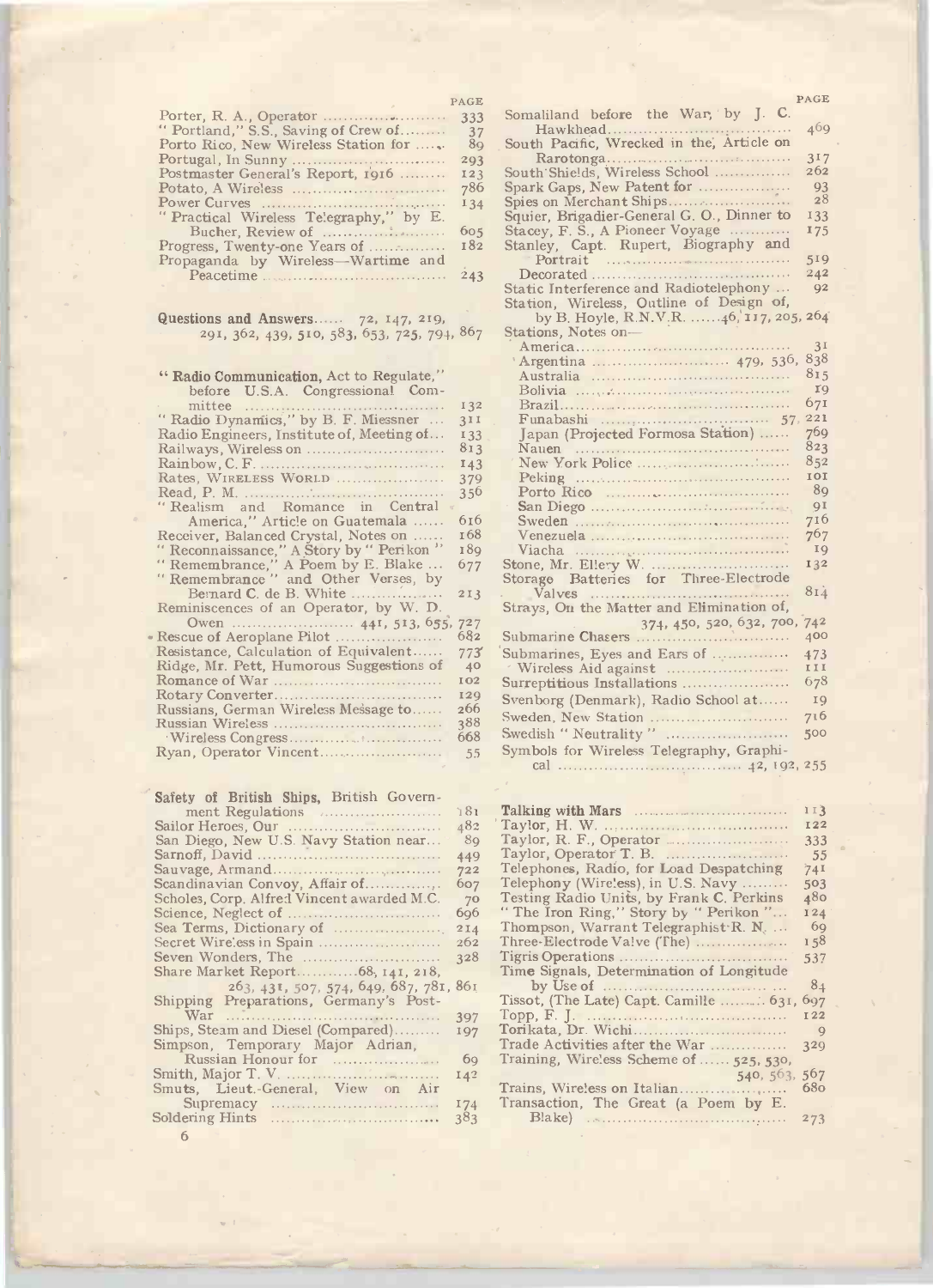| | PAGE |
|---|---|
| Porter, R. A., Operator | 333 |
| "Portland," S.S., Saving of Crew of | 37 |
| Porto Rico, New Wireless Station for | 89 |
| Portugal, In Sunny | 293 |
| Postmaster General's Report, 1916 | 123 |
| Potato, A Wireless | 786 |
| Power Curves | 134 |
| "Practical Wireless Telegraphy," by E. Bucher, Review of | 605 |
| Progress, Twenty-one Years of | 182 |
| Propaganda by Wireless—Wartime and Peacetime | 243 |
| | |
| **Questions and Answers** | 72, 147, 219, 291, 362, 439, 510, 583, 653, 725, 794, 867 |
| | |
| "**Radio Communication,** Act to Regulate," before U.S.A. Congressional Committee | 132 |
| "Radio Dynamics," by B. F. Miessner | 311 |
| Radio Engineers, Institute of, Meeting of | 133 |
| Railways, Wireless on | 813 |
| Rainbow, C. F. | 143 |
| Rates, WIRELESS WORLD | 379 |
| Read, P. M. | 356 |
| "Realism and Romance in Central America," Article on Guatemala | 616 |
| Receiver, Balanced Crystal, Notes on | 168 |
| "Reconnaissance," A Story by "Perikon" | 189 |
| "Remembrance," A Poem by E. Blake | 677 |
| "Remembrance" and Other Verses, by Bernard C. de B. White | 213 |
| Reminiscences of an Operator, by W. D. Owen | 441, 513, 655, 727 |
| Rescue of Aeroplane Pilot | 682 |
| Resistance, Calculation of Equivalent | 773 |
| Ridge, Mr. Pett, Humorous Suggestions of | 40 |
| Romance of War | 102 |
| Rotary Converter | 129 |
| Russians, German Wireless Message to | 266 |
| Russian Wireless | 388 |
| Wireless Congress | 668 |
| Ryan, Operator Vincent | 55 |
| | |
| **Safety of British Ships,** British Government Regulations | 181 |
| Sailor Heroes, Our | 482 |
| San Diego, New U.S. Navy Station near | 89 |
| Sarnoff, David | 449 |
| Sauvage, Armand | 722 |
| Scandinavian Convoy, Affair of | 607 |
| Scholes, Corp. Alfred Vincent awarded M.C. | 70 |
| Science, Neglect of | 696 |
| Sea Terms, Dictionary of | 214 |
| Secret Wireless in Spain | 262 |
| Seven Wonders, The | 328 |
| Share Market Report | 68, 141, 218, 263, 431, 507, 574, 649, 687, 781, 861 |
| Shipping Preparations, Germany's Post-War | 397 |
| Ships, Steam and Diesel (Compared) | 197 |
| Simpson, Temporary Major Adrian, Russian Honour for | 69 |
| Smith, Major T. V. | 142 |
| Smuts, Lieut.-General, View on Air Supremacy | 174 |
| Soldering Hints | 383 |
| Somaliland before the War, by J. C. Hawkhead | 469 |
| South Pacific, Wrecked in the, Article on Rarotonga | 317 |
| South Shields, Wireless School | 262 |
| Spark Gaps, New Patent for | 93 |
| Spies on Merchant Ships | 28 |
| Squier, Brigadier-General G. O., Dinner to | 133 |
| Stacey, F. S., A Pioneer Voyage | 175 |
| Stanley, Capt. Rupert, Biography and Portrait | 519 |
| Decorated | 242 |
| Static Interference and Radiotelephony | 92 |
| Station, Wireless, Outline of Design of, by B. Hoyle, R.N.V.R. | 46, 117, 205, 264 |
| Stations, Notes on— | |
| America | 31 |
| Argentina | 479, 536, 838 |
| Australia | 815 |
| Bolivia | 19 |
| Brazil | 671 |
| Funabashi | 57, 221 |
| Japan (Projected Formosa Station) | 769 |
| Nauen | 823 |
| New York Police | 852 |
| Peking | 101 |
| Porto Rico | 89 |
| San Diego | 91 |
| Sweden | 716 |
| Venezuela | 767 |
| Viacha | 19 |
| Stone, Mr. Ellery W. | 132 |
| Storage Batteries for Three-Electrode Valves | 814 |
| Strays, On the Matter and Elimination of, | 374, 450, 520, 632, 700, 742 |
| Submarine Chasers | 400 |
| Submarines, Eyes and Ears of | 473 |
| Wireless Aid against | 111 |
| Surreptitious Installations | 678 |
| Svenborg (Denmark), Radio School at | 19 |
| Sweden, New Station | 716 |
| Swedish "Neutrality" | 500 |
| Symbols for Wireless Telegraphy, Graphical | 42, 192, 255 |
| | |
| **Talking with Mars** | 113 |
| Taylor, H. W. | 122 |
| Taylor, R. F., Operator | 333 |
| Taylor, Operator T. B. | 55 |
| Telephones, Radio, for Load Despatching | 741 |
| Telephony (Wireless), in U.S. Navy | 503 |
| Testing Radio Units, by Frank C. Perkins | 480 |
| "The Iron Ring," Story by "Perikon" | 124 |
| Thompson, Warrant Telegraphist R. N. | 69 |
| Three-Electrode Valve (The) | 158 |
| Tigris Operations | 537 |
| Time Signals, Determination of Longitude by Use of | 84 |
| Tissot, (The Late) Capt. Camille | 631, 697 |
| Topp, F. J. | 122 |
| Torikata, Dr. Wichi | 9 |
| Trade Activities after the War | 329 |
| Training, Wireless Scheme of | 525, 530, 540, 563, 567 |
| Trains, Wireless on Italian | 680 |
| Transaction, The Great (a Poem by E. Blake) | 273 |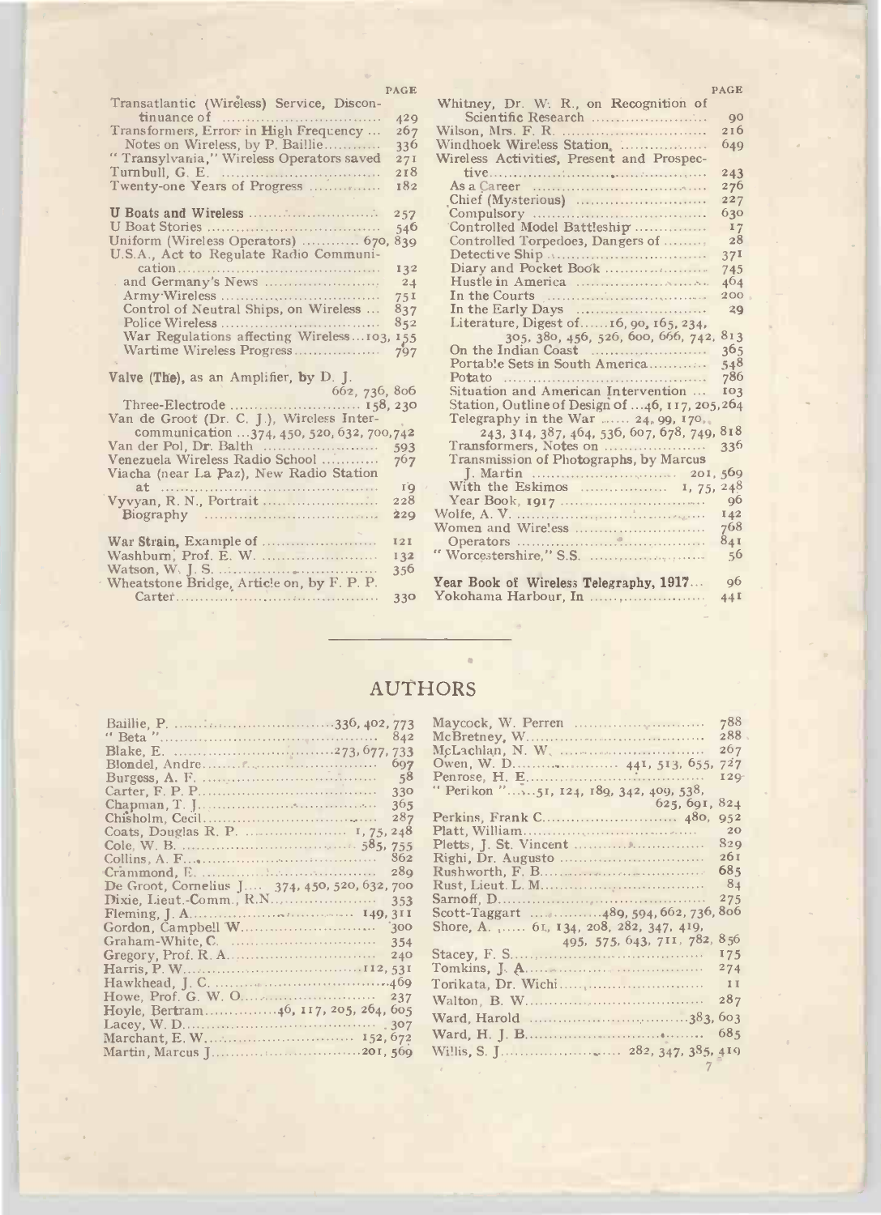| | PAGE |
|---|---|
| Transatlantic (Wireless) Service, Discontinuance of | 429 |
| Transformers, Errors in High Frequency ... | 267 |
| Notes on Wireless, by P. Baillie | 336 |
| "Transylvania," Wireless Operators saved | 271 |
| Turnbull, G. E. | 218 |
| Twenty-one Years of Progress | 182 |
| **U Boats and Wireless** | 257 |
| U Boat Stories | 546 |
| Uniform (Wireless Operators) | 670, 839 |
| U.S.A., Act to Regulate Radio Communication | 132 |
| and Germany's News | 24 |
| Army Wireless | 751 |
| Control of Neutral Ships, on Wireless ... | 837 |
| Police Wireless | 852 |
| War Regulations affecting Wireless | 103, 155 |
| Wartime Wireless Progress | 797 |
| **Valve (The),** as an Amplifier, by D. J. | 662, 736, 806 |
| Three-Electrode | 158, 230 |
| Van de Groot (Dr. C. J.), Wireless Intercommunication | 374, 450, 520, 632, 700, 742 |
| Van der Pol, Dr. Balth | 593 |
| Venezuela Wireless Radio School | 767 |
| Viacha (near La Paz), New Radio Station at | 19 |
| Vyvyan, R. N., Portrait | 228 |
| Biography | 229 |
| **War Strain,** Example of | 121 |
| Washburn, Prof. E. W. | 132 |
| Watson, W. J. S. | 356 |
| Wheatstone Bridge, Article on, by F. P. P. Carter | 330 |
| Whitney, Dr. W. R., on Recognition of Scientific Research | 90 |
| Wilson, Mrs. F. R. | 216 |
| Windhoek Wireless Station | 649 |
| Wireless Activities, Present and Prospective | 243 |
| As a Career | 276 |
| Chief (Mysterious) | 227 |
| Compulsory | 630 |
| Controlled Model Battleship | 17 |
| Controlled Torpedoes, Dangers of | 28 |
| Detective Ship | 371 |
| Diary and Pocket Book | 745 |
| Hustle in America | 464 |
| In the Courts | 200 |
| In the Early Days | 29 |
| Literature, Digest of | 16, 90, 165, 234, 305, 380, 456, 526, 600, 666, 742, 813 |
| On the Indian Coast | 365 |
| Portable Sets in South America | 548 |
| Potato | 786 |
| Situation and American Intervention ... | 103 |
| Station, Outline of Design of | 46, 117, 205, 264 |
| Telegraphy in the War | 24, 99, 170, 243, 314, 387, 464, 536, 607, 678, 749, 818 |
| Transformers, Notes on | 336 |
| Transmission of Photographs, by Marcus J. Martin | 201, 569 |
| With the Eskimos | 1, 75, 248 |
| Year Book, 1917 | 96 |
| Wolfe, A. V. | 142 |
| Women and Wireless | 768 |
| Operators | 841 |
| "Worcestershire," S.S. | 56 |
| **Year Book of Wireless Telegraphy, 1917** ... | 96 |
| Yokohama Harbour, In | 441 |

## AUTHORS

| Author | Pages |
|---|---|
| Baillie, P. | 336, 402, 773 |
| "Beta" | 842 |
| Blake, E. | 273, 677, 733 |
| Blondel, Andre | 697 |
| Burgess, A. F. | 58 |
| Carter, F. P. P. | 330 |
| Chapman, T. J. | 365 |
| Chisholm, Cecil | 287 |
| Coats, Douglas R. P. | 1, 75, 248 |
| Cole, W. B. | 585, 755 |
| Collins, A. F. | 862 |
| Crammond, E. | 289 |
| De Groot, Cornelius J. | 374, 450, 520, 632, 700 |
| Dixie, Lieut.-Comm., R.N. | 353 |
| Fleming, J. A. | 149, 311 |
| Gordon, Campbell W. | 300 |
| Graham-White, C. | 354 |
| Gregory, Prof. R. A. | 240 |
| Harris, P. W. | 112, 531 |
| Hawkhead, J. C. | 469 |
| Howe, Prof. G. W. O. | 237 |
| Hoyle, Bertram | 46, 117, 205, 264, 605 |
| Lacey, W. D. | 307 |
| Marchant, E. W. | 152, 672 |
| Martin, Marcus J. | 201, 569 |
| Maycock, W. Perren | 788 |
| McBretney, W. | 288 |
| McLachlan, N. W. | 267 |
| Owen, W. D. | 441, 513, 655, 727 |
| Penrose, H. E. | 129 |
| "Perikon" | 51, 124, 189, 342, 409, 538, 625, 691, 824 |
| Perkins, Frank C. | 480, 952 |
| Platt, William | 20 |
| Pletts, J. St. Vincent | 829 |
| Righi, Dr. Augusto | 261 |
| Rushworth, F. B. | 685 |
| Rust, Lieut. L. M. | 84 |
| Sarnoff, D. | 275 |
| Scott-Taggart | 489, 594, 662, 736, 806 |
| Shore, A. | 61, 134, 208, 282, 347, 419, 495, 575, 643, 711, 782, 856 |
| Stacey, F. S. | 175 |
| Tomkins, J. A. | 274 |
| Torikata, Dr. Wichi | 11 |
| Walton, B. W. | 287 |
| Ward, Harold | 383, 603 |
| Ward, H. J. B. | 685 |
| Willis, S. J. | 282, 347, 385, 419 |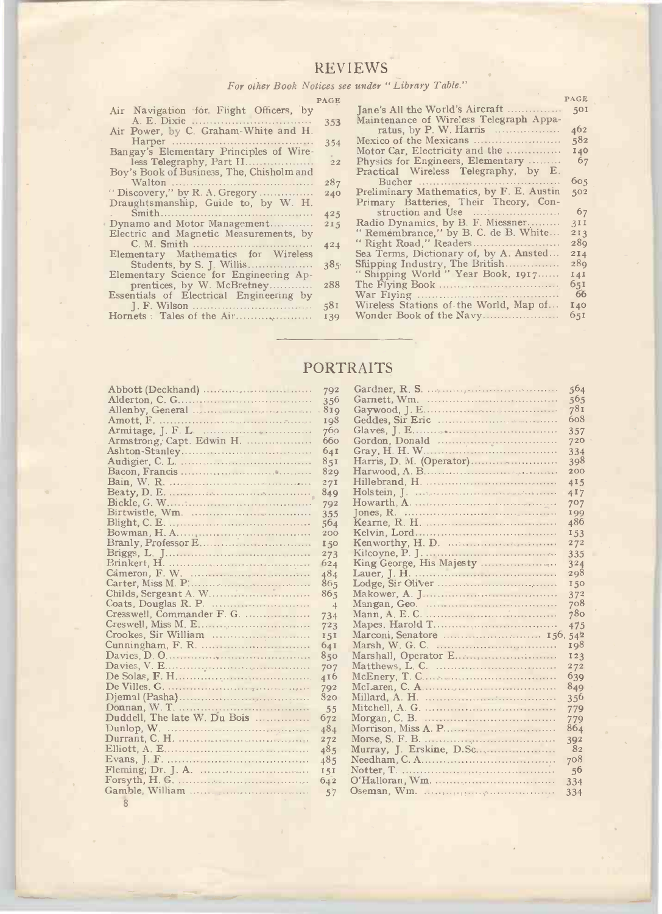## REVIEWS

*For other Book Notices see under "Library Table."*

| | PAGE |
|---|---|
| Air Navigation for Flight Officers, by A. E. Dixie | 353 |
| Air Power, by C. Graham-White and H. Harper | 354 |
| Bangay's Elementary Principles of Wireless Telegraphy, Part II | 22 |
| Boy's Book of Business, The, Chisholm and Walton | 287 |
| "Discovery," by R. A. Gregory | 240 |
| Draughtsmanship, Guide to, by W. H. Smith | 425 |
| Dynamo and Motor Management | 215 |
| Electric and Magnetic Measurements, by C. M. Smith | 424 |
| Elementary Mathematics for Wireless Students, by S. J. Willis | 385 |
| Elementary Science for Engineering Apprentices, by W. McBretney | 288 |
| Essentials of Electrical Engineering by J. F. Wilson | 581 |
| Hornets: Tales of the Air | 139 |
| Jane's All the World's Aircraft | 501 |
| Maintenance of Wireless Telegraph Apparatus, by P. W. Harris | 462 |
| Mexico of the Mexicans | 582 |
| Motor Car, Electricity and the | 140 |
| Physics for Engineers, Elementary | 67 |
| Practical Wireless Telegraphy, by E. Bucher | 605 |
| Preliminary Mathematics, by F. E. Austin | 502 |
| Primary Batteries, Their Theory, Construction and Use | 67 |
| Radio Dynamics, by B. F. Miessner | 311 |
| "Remembrance," by B. C. de B. White | 213 |
| "Right Road," Readers | 289 |
| Sea Terms, Dictionary of, by A. Ansted | 214 |
| Shipping Industry, The British | 289 |
| "Shipping World" Year Book, 1917 | 141 |
| The Flying Book | 651 |
| War Flying | 66 |
| Wireless Stations of the World, Map of | 140 |
| Wonder Book of the Navy | 651 |

## PORTRAITS

| | |
|---|---|
| Abbott (Deckhand) | 792 |
| Alderton, C. G. | 356 |
| Allenby, General | 819 |
| Amott, F. | 198 |
| Armitage, J. F. L. | 760 |
| Armstrong, Capt. Edwin H. | 660 |
| Ashton-Stanley | 641 |
| Audigier, C. L. | 851 |
| Bacon, Francis | 829 |
| Bain, W. R. | 271 |
| Beaty, D. E. | 849 |
| Bickle, G. W. | 792 |
| Birtwistle, Wm. | 355 |
| Blight, C. E. | 564 |
| Bowman, H. A. | 200 |
| Branly, Professor E. | 150 |
| Briggs, L. J. | 273 |
| Brinkert, H. | 624 |
| Cameron, F. W. | 484 |
| Carter, Miss M. P. | 865 |
| Childs, Sergeant A. W. | 865 |
| Coats, Douglas R. P. | 4 |
| Cresswell, Commander F. G. | 734 |
| Creswell, Miss M. E. | 723 |
| Crookes, Sir William | 151 |
| Cunningham, F. R. | 641 |
| Davies, D. O. | 850 |
| Davies, V. E. | 707 |
| De Solas, F. H. | 416 |
| De Villes, G. | 792 |
| Djemal (Pasha) | 820 |
| Donnan, W. T. | 55 |
| Duddell, The late W. Du Bois | 672 |
| Dunlop, W. | 484 |
| Durrant, C. H. | 272 |
| Elliott, A. E. | 485 |
| Evans, J. F. | 485 |
| Fleming, Dr. J. A. | 151 |
| Forsyth, H. G. | 642 |
| Gamble, William | 57 |
| Gardner, R. S. | 564 |
| Garnett, Wm. | 565 |
| Gaywood, J. E. | 781 |
| Geddes, Sir Eric | 608 |
| Glaves, J. E. | 357 |
| Gordon, Donald | 720 |
| Gray, H. H. W. | 334 |
| Harris, D. M. (Operator) | 398 |
| Harwood, A. B. | 200 |
| Hillebrand, H. | 415 |
| Holstein, J. | 417 |
| Howarth, A. | 707 |
| Jones, R. | 199 |
| Kearne, R. H. | 486 |
| Kelvin, Lord | 153 |
| Kenworthy, H. D. | 272 |
| Kilcoyne, P. J. | 335 |
| King George, His Majesty | 324 |
| Lauer, J. H. | 298 |
| Lodge, Sir Oliver | 150 |
| Makower, A. J. | 372 |
| Mangan, Geo. | 708 |
| Mann, A. E. C. | 780 |
| Mapes, Harold T. | 475 |
| Marconi, Senatore | 156, 542 |
| Marsh, W. G. C. | 198 |
| Marshall, Operator E. | 123 |
| Matthews, L. C. | 272 |
| McEnery, T. C. | 639 |
| McLaren, C. A. | 849 |
| Millard, A. H. | 356 |
| Mitchell, A. G. | 779 |
| Morgan, C. B. | 779 |
| Morrison, Miss A. P. | 864 |
| Morse, S. F. B. | 392 |
| Murray, J. Erskine, D.Sc. | 82 |
| Needham, C. A. | 708 |
| Notter, T. | 56 |
| O'Halloran, Wm. | 334 |
| Oseman, Wm. | 334 |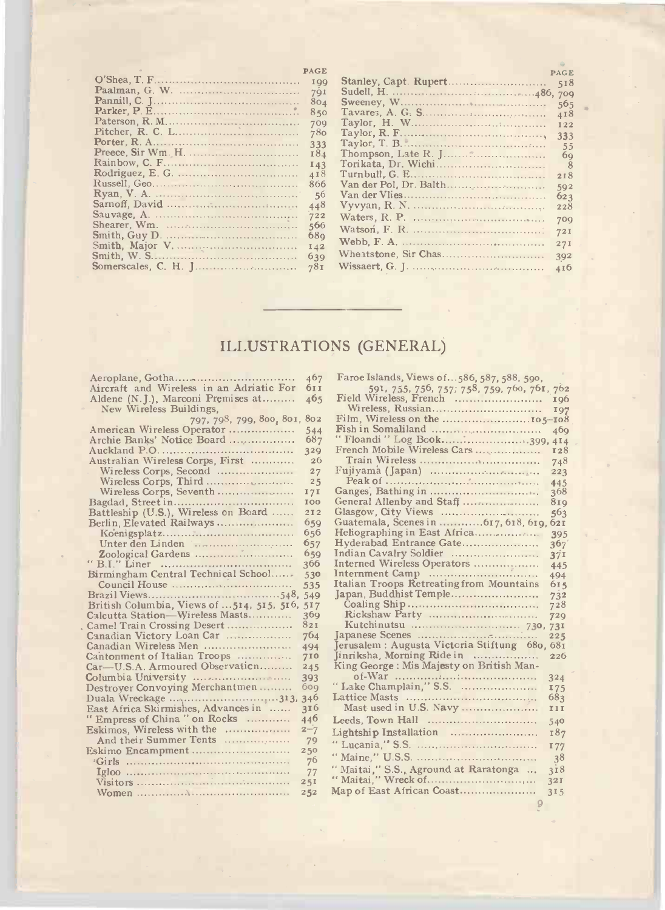| | PAGE |
|---|---|
| O'Shea, T. F. | 199 |
| Paalman, G. W. | 791 |
| Pannill, C. J. | 804 |
| Parker, P. E. | 850 |
| Paterson, R. M. | 709 |
| Pitcher, R. C. L. | 780 |
| Porter, R. A. | 333 |
| Preece, Sir Wm. H. | 184 |
| Rainbow, C. F. | 143 |
| Rodriguez, E. G. | 418 |
| Russell, Geo. | 866 |
| Ryan, V. A. | 56 |
| Sarnoff, David | 448 |
| Sauvage, A. | 722 |
| Shearer, Wm. | 566 |
| Smith, Guy D. | 689 |
| Smith, Major V. | 142 |
| Smith, W. S. | 639 |
| Somerscales, C. H. J. | 781 |
| Stanley, Capt. Rupert | 518 |
| Sudell, H. | 486, 709 |
| Sweeney, W. | 565 |
| Tavares, A. G. S. | 418 |
| Taylor, H. W. | 122 |
| Taylor, R. F. | 333 |
| Taylor, T. B. | 55 |
| Thompson, Late R. J. | 69 |
| Torikata, Dr. Wichi | 8 |
| Turnbull, G. E. | 218 |
| Van der Pol, Dr. Balth. | 592 |
| Van der Vlies | 623 |
| Vyvyan, R. N. | 228 |
| Waters, R. P. | 709 |
| Watson, F. R. | 721 |
| Webb, F. A. | 271 |
| Wheatstone, Sir Chas. | 392 |
| Wissaert, G. J. | 416 |

## ILLUSTRATIONS (GENERAL)

- Aeroplane, Gotha ... 467
- Aircraft and Wireless in an Adriatic For ... 611
- Aldene (N.J.), Marconi Premises at ... 465
  - New Wireless Buildings, 797, 798, 799, 800, 801, 802
- American Wireless Operator ... 544
- Archie Banks' Notice Board ... 687
- Auckland P.O. ... 329
- Australian Wireless Corps, First ... 26
  - Wireless Corps, Second ... 27
  - Wireless Corps, Third ... 25
  - Wireless Corps, Seventh ... 171
- Bagdad, Street in ... 100
- Battleship (U.S.), Wireless on Board ... 212
- Berlin, Elevated Railways ... 659
  - Koenigsplatz ... 656
  - Unter den Linden ... 657
  - Zoological Gardens ... 659
- "B.I." Liner ... 366
- Birmingham Central Technical School ... 530
  - Council House ... 535
- Brazil Views ... 548, 549
- British Columbia, Views of ... 514, 515, 516, 517
- Calcutta Station—Wireless Masts ... 369
- Camel Train Crossing Desert ... 821
- Canadian Victory Loan Car ... 764
- Canadian Wireless Men ... 494
- Cantonment of Italian Troops ... 710
- Car—U.S.A. Armoured Observation ... 245
- Columbia University ... 393
- Destroyer Convoying Merchantmen ... 609
- Duala Wreckage ... 313, 346
- East Africa Skirmishes, Advances in ... 316
- "Empress of China" on Rocks ... 446
- Eskimos, Wireless with the ... 2–7
  - And their Summer Tents ... 79
- Eskimo Encampment ... 250
  - Girls ... 76
  - Igloo ... 77
  - Visitors ... 251
  - Women ... 252
- Faroe Islands, Views of ... 586, 587, 588, 590, 591, 755, 756, 757, 758, 759, 760, 761, 762
- Field Wireless, French ... 196
  - Wireless, Russian ... 197
- Film, Wireless on the ... 105–108
- Fish in Somaliland ... 469
- "Floandi" Log Book ... 399, 414
- French Mobile Wireless Cars ... 128
  - Train Wireless ... 748
- Fujiyama (Japan) ... 223
  - Peak of ... 445
- Ganges, Bathing in ... 368
- General Allenby and Staff ... 819
- Glasgow, City Views ... 563
- Guatemala, Scenes in ... 617, 618, 619, 621
- Heliographing in East Africa ... 395
- Hyderabad Entrance Gate ... 367
- Indian Cavalry Soldier ... 371
- Interned Wireless Operators ... 445
- Internment Camp ... 494
- Italian Troops Retreating from Mountains ... 615
- Japan, Buddhist Temple ... 732
  - Coaling Ship ... 728
  - Rickshaw Party ... 729
  - Kutchinutsu ... 730, 731
- Japanese Scenes ... 225
- Jerusalem: Augusta Victoria Stiftung ... 680, 681
- Jinriksha, Morning Ride in ... 226
- King George: His Majesty on British Man-of-War ... 324
- "Lake Champlain," S.S. ... 175
- Lattice Masts ... 683
  - Mast used in U.S. Navy ... 111
- Leeds, Town Hall ... 540
- Lightship Installation ... 187
- "Lucania," S.S. ... 177
- "Maine," U.S.S. ... 38
- "Maitai," S.S., Aground at Raratonga ... 318
- "Maitai," Wreck of ... 321
- Map of East African Coast ... 315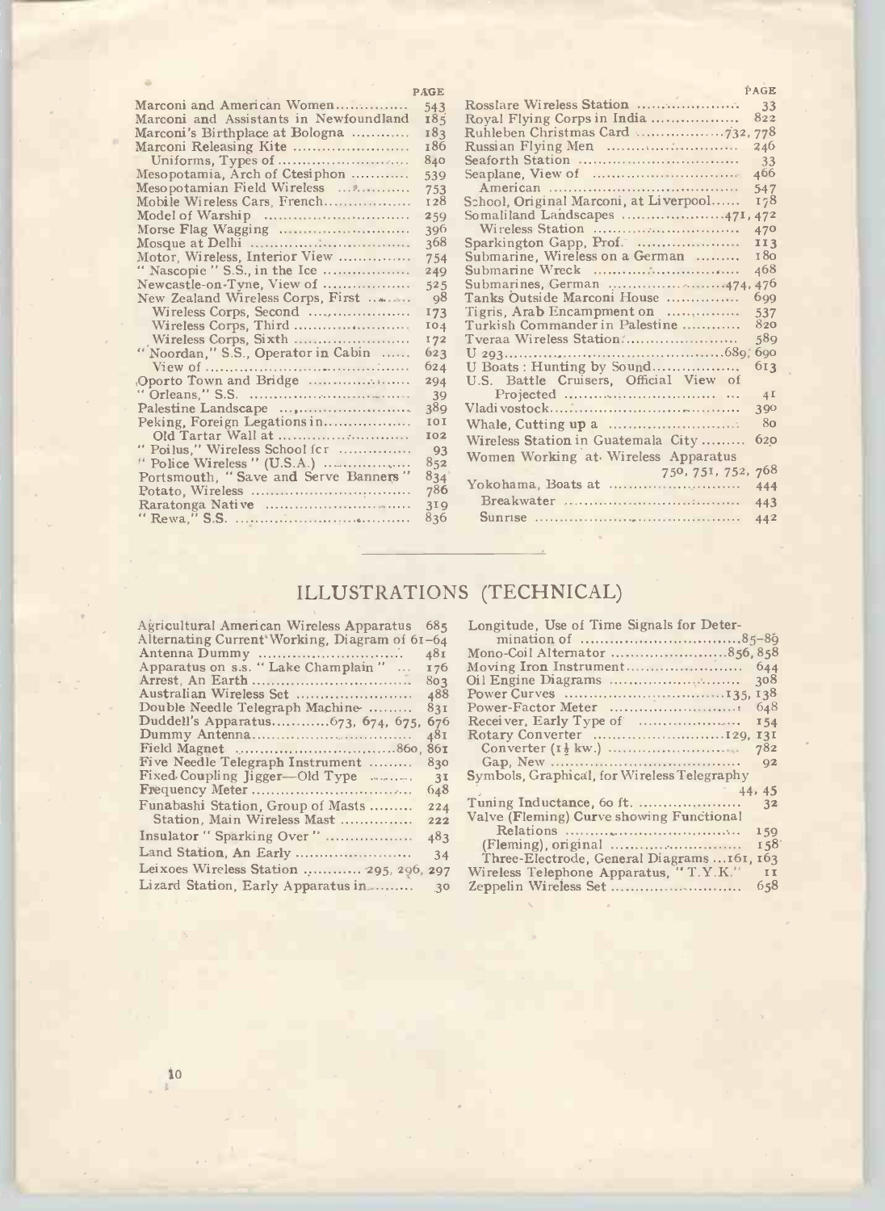| | PAGE |
|---|---|
| Marconi and American Women | 543 |
| Marconi and Assistants in Newfoundland | 185 |
| Marconi's Birthplace at Bologna | 183 |
| Marconi Releasing Kite | 186 |
| Uniforms, Types of | 840 |
| Mesopotamia, Arch of Ctesiphon | 539 |
| Mesopotamian Field Wireless | 753 |
| Mobile Wireless Cars, French | 128 |
| Model of Warship | 259 |
| Morse Flag Wagging | 396 |
| Mosque at Delhi | 368 |
| Motor, Wireless, Interior View | 754 |
| "Nascopie" S.S., in the Ice | 249 |
| Newcastle-on-Tyne, View of | 525 |
| New Zealand Wireless Corps, First | 98 |
| Wireless Corps, Second | 173 |
| Wireless Corps, Third | 104 |
| Wireless Corps, Sixth | 172 |
| "Noordan," S.S., Operator in Cabin | 623 |
| View of | 624 |
| Oporto Town and Bridge | 294 |
| "Orleans," S.S. | 39 |
| Palestine Landscape | 389 |
| Peking, Foreign Legations in | 101 |
| Old Tartar Wall at | 102 |
| "Poilus," Wireless School for | 93 |
| "Police Wireless" (U.S.A.) | 852 |
| Portsmouth, "Save and Serve Banners" | 834 |
| Potato, Wireless | 786 |
| Raratonga Native | 319 |
| "Rewa," S.S. | 836 |
| Rosslare Wireless Station | 33 |
| Royal Flying Corps in India | 822 |
| Ruhleben Christmas Card | 732, 778 |
| Russian Flying Men | 246 |
| Seaforth Station | 33 |
| Seaplane, View of | 466 |
| American | 547 |
| School, Original Marconi, at Liverpool | 178 |
| Somaliland Landscapes | 471, 472 |
| Wireless Station | 470 |
| Sparkington Gapp, Prof. | 113 |
| Submarine, Wireless on a German | 180 |
| Submarine Wreck | 468 |
| Submarines, German | 474, 476 |
| Tanks Outside Marconi House | 699 |
| Tigris, Arab Encampment on | 537 |
| Turkish Commander in Palestine | 820 |
| Tveraa Wireless Station | 589 |
| U 293 | 689, 690 |
| U Boats: Hunting by Sound | 613 |
| U.S. Battle Cruisers, Official View of Projected | 41 |
| Vladivostock | 390 |
| Whale, Cutting up a | 80 |
| Wireless Station in Guatemala City | 620 |
| Women Working at Wireless Apparatus | 750, 751, 752, 768 |
| Yokohama, Boats at | 444 |
| Breakwater | 443 |
| Sunrise | 442 |

## ILLUSTRATIONS (TECHNICAL)

| | |
|---|---|
| Agricultural American Wireless Apparatus | 685 |
| Alternating Current Working, Diagram of | 61–64 |
| Antenna Dummy | 481 |
| Apparatus on s.s. "Lake Champlain" | 176 |
| Arrest, An Earth | 803 |
| Australian Wireless Set | 488 |
| Double Needle Telegraph Machine | 831 |
| Duddell's Apparatus | 673, 674, 675, 676 |
| Dummy Antenna | 481 |
| Field Magnet | 860, 861 |
| Five Needle Telegraph Instrument | 830 |
| Fixed Coupling Jigger—Old Type | 31 |
| Frequency Meter | 648 |
| Funabashi Station, Group of Masts | 224 |
| Station, Main Wireless Mast | 222 |
| Insulator "Sparking Over" | 483 |
| Land Station, An Early | 34 |
| Leixoes Wireless Station | 295, 296, 297 |
| Lizard Station, Early Apparatus in | 30 |
| Longitude, Use of Time Signals for Determination of | 85–89 |
| Mono-Coil Alternator | 856, 858 |
| Moving Iron Instrument | 644 |
| Oil Engine Diagrams | 308 |
| Power Curves | 135, 138 |
| Power-Factor Meter | 648 |
| Receiver, Early Type of | 154 |
| Rotary Converter | 129, 131 |
| Converter ($1\frac{1}{2}$ kw.) | 782 |
| Gap, New | 92 |
| Symbols, Graphical, for Wireless Telegraphy | 44, 45 |
| Tuning Inductance, 60 ft. | 32 |
| Valve (Fleming) Curve showing Functional Relations | 159 |
| (Fleming), original | 158 |
| Three-Electrode, General Diagrams | 161, 163 |
| Wireless Telephone Apparatus, "T.Y.K." | 11 |
| Zeppelin Wireless Set | 658 |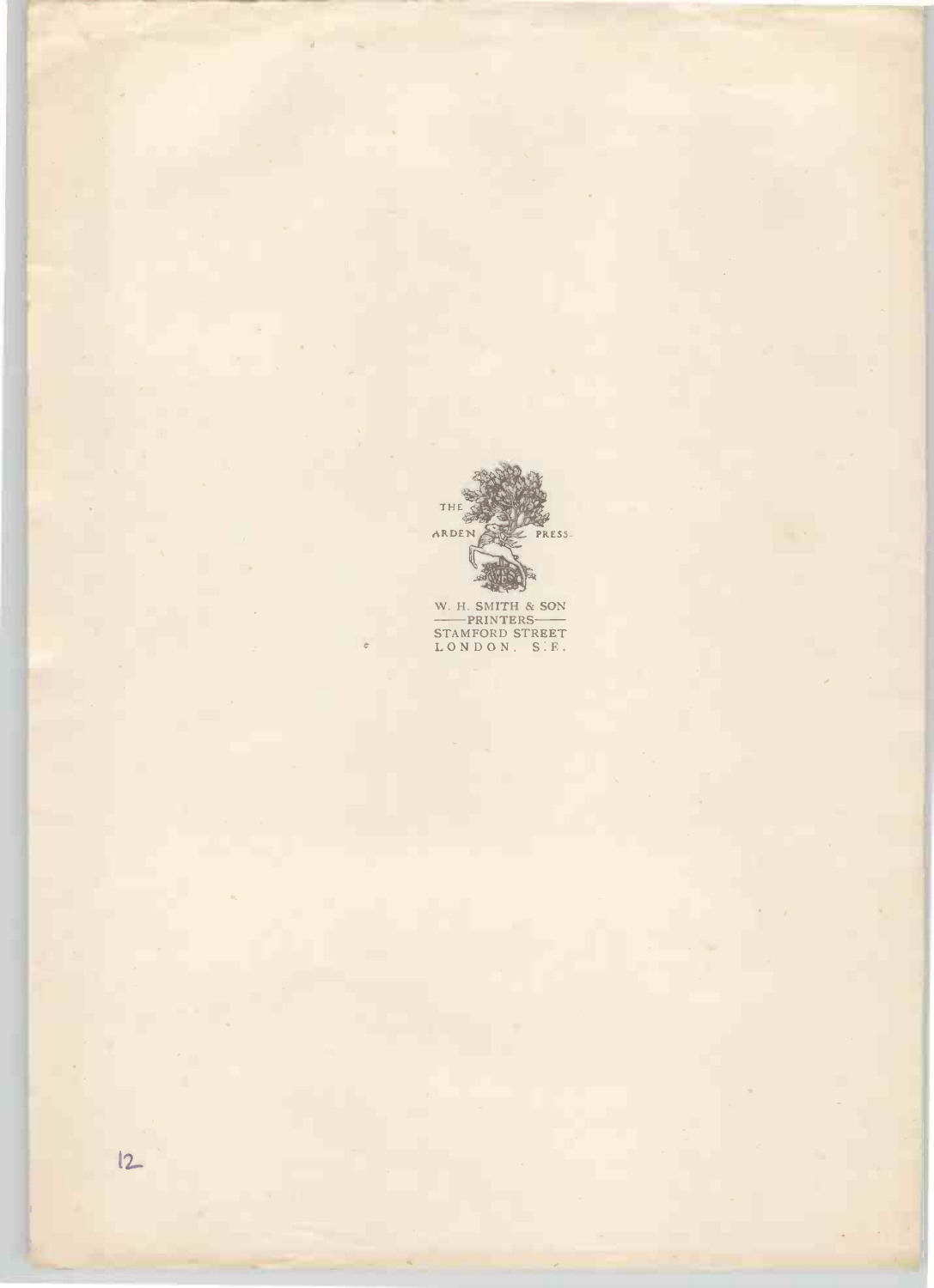THE ARDEN PRESS

W. H. SMITH & SON
——PRINTERS——
STAMFORD STREET
LONDON, S.E.